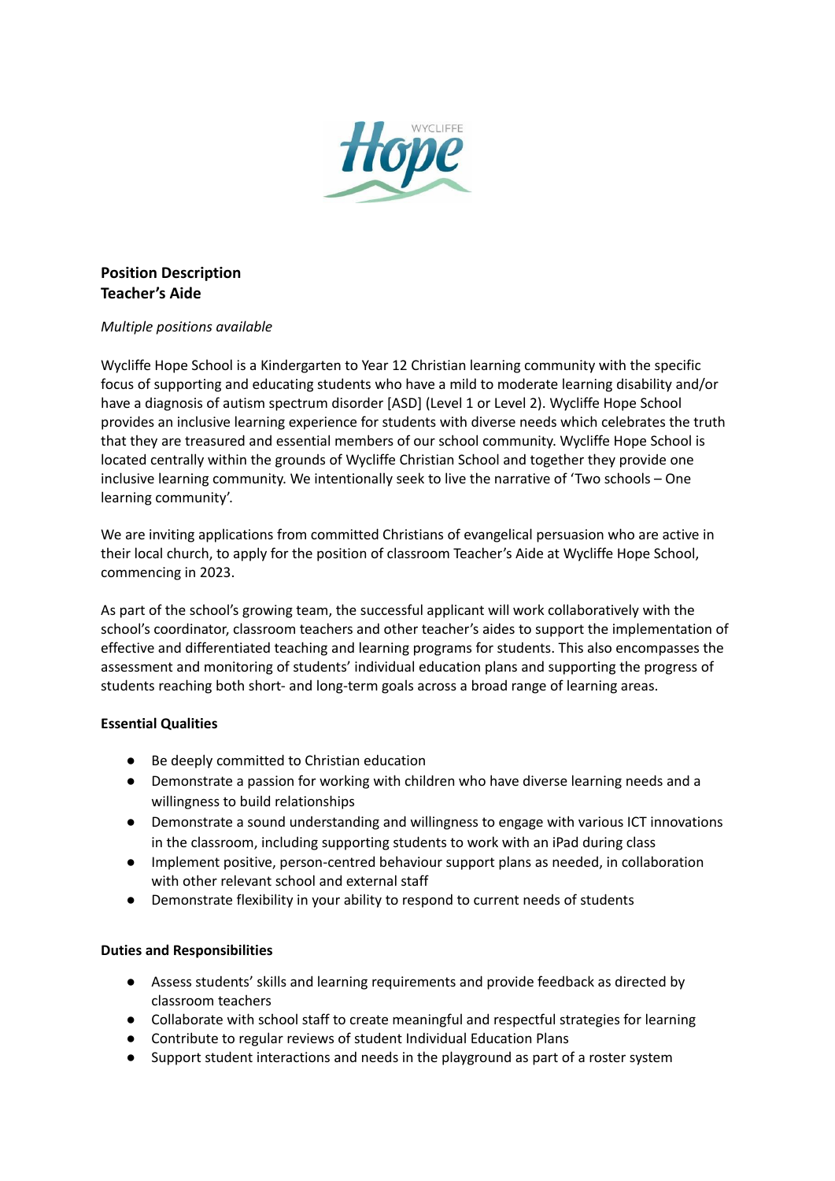# Position Description
## Teacher's Aide

*Multiple positions available*

Wycliffe Hope School is a Kindergarten to Year 12 Christian learning community with the specific focus of supporting and educating students who have a mild to moderate learning disability and/or have a diagnosis of autism spectrum disorder [ASD] (Level 1 or Level 2). Wycliffe Hope School provides an inclusive learning experience for students with diverse needs which celebrates the truth that they are treasured and essential members of our school community. Wycliffe Hope School is located centrally within the grounds of Wycliffe Christian School and together they provide one inclusive learning community. We intentionally seek to live the narrative of 'Two schools – One learning community'.

We are inviting applications from committed Christians of evangelical persuasion who are active in their local church, to apply for the position of classroom Teacher's Aide at Wycliffe Hope School, commencing in 2023.

As part of the school's growing team, the successful applicant will work collaboratively with the school's coordinator, classroom teachers and other teacher's aides to support the implementation of effective and differentiated teaching and learning programs for students. This also encompasses the assessment and monitoring of students' individual education plans and supporting the progress of students reaching both short- and long-term goals across a broad range of learning areas.

### Essential Qualities

- Be deeply committed to Christian education
- Demonstrate a passion for working with children who have diverse learning needs and a willingness to build relationships
- Demonstrate a sound understanding and willingness to engage with various ICT innovations in the classroom, including supporting students to work with an iPad during class
- Implement positive, person-centred behaviour support plans as needed, in collaboration with other relevant school and external staff
- Demonstrate flexibility in your ability to respond to current needs of students

### Duties and Responsibilities

- Assess students' skills and learning requirements and provide feedback as directed by classroom teachers
- Collaborate with school staff to create meaningful and respectful strategies for learning
- Contribute to regular reviews of student Individual Education Plans
- Support student interactions and needs in the playground as part of a roster system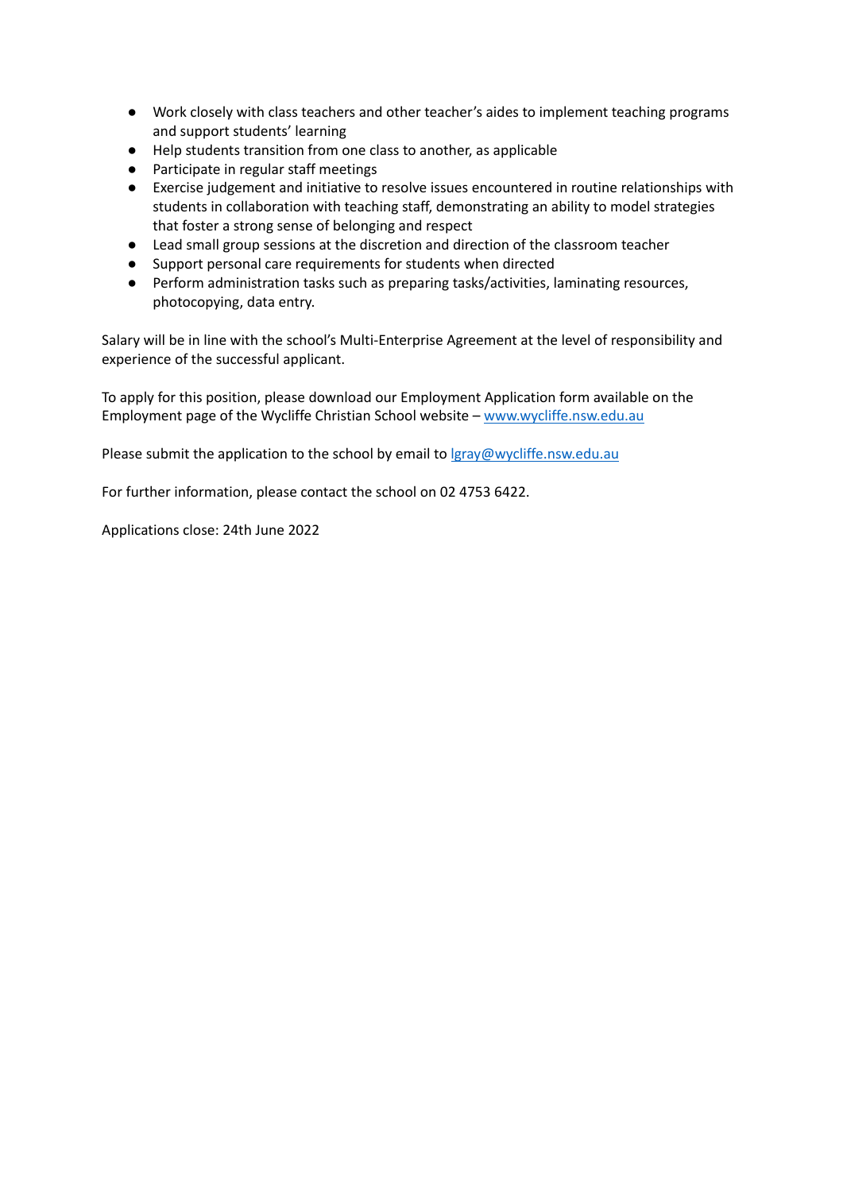- Work closely with class teachers and other teacher's aides to implement teaching programs and support students' learning
- Help students transition from one class to another, as applicable
- Participate in regular staff meetings
- Exercise judgement and initiative to resolve issues encountered in routine relationships with students in collaboration with teaching staff, demonstrating an ability to model strategies that foster a strong sense of belonging and respect
- Lead small group sessions at the discretion and direction of the classroom teacher
- Support personal care requirements for students when directed
- Perform administration tasks such as preparing tasks/activities, laminating resources, photocopying, data entry.

Salary will be in line with the school's Multi-Enterprise Agreement at the level of responsibility and experience of the successful applicant.

To apply for this position, please download our Employment Application form available on the Employment page of the Wycliffe Christian School website – [www.wycliffe.nsw.edu.au](http://www.wycliffe.nsw.edu.au)

Please submit the application to the school by email to [lgray@wycliffe.nsw.edu.au](mailto:lgray@wycliffe.nsw.edu.au)

For further information, please contact the school on 02 4753 6422.

Applications close: 24th June 2022